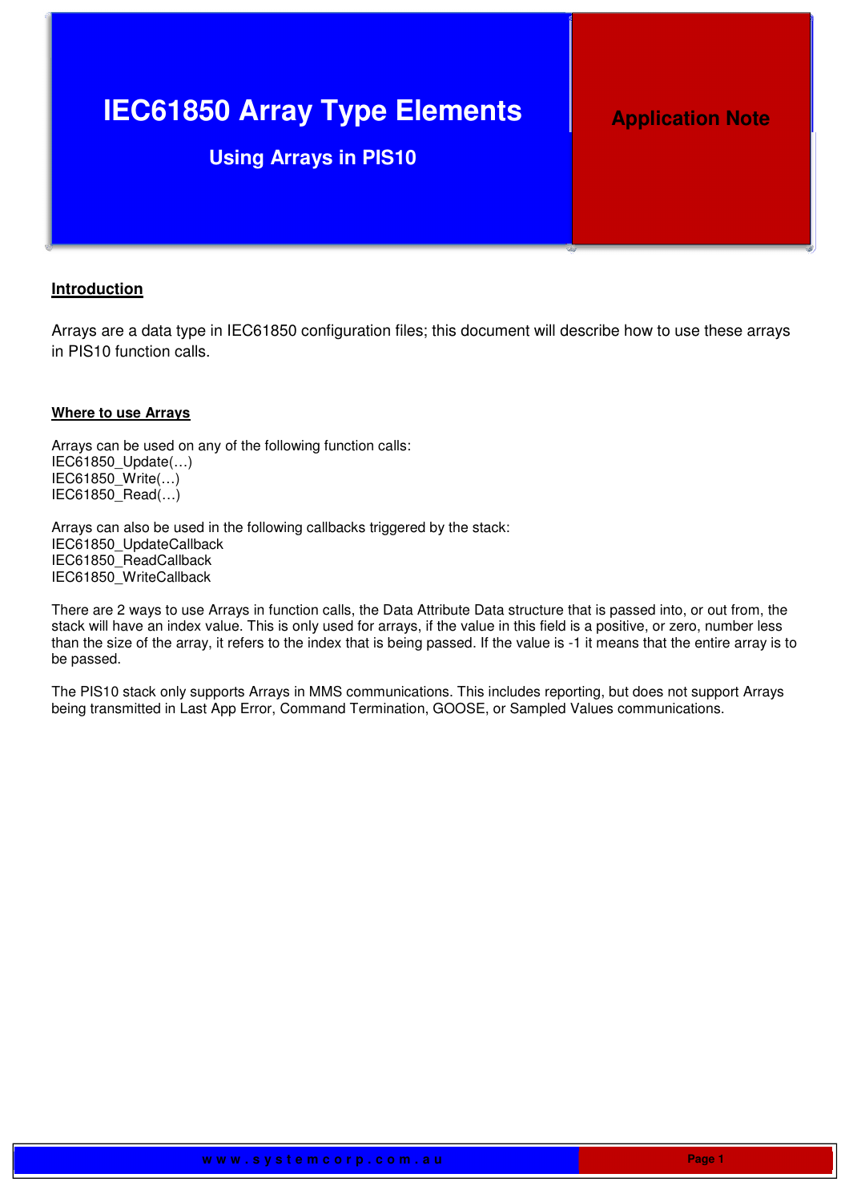# IEC61850 Array Type Elements

## Using Arrays in PIS10

**Application Note**

## Introduction

Arrays are a data type in IEC61850 configuration files; this document will describe how to use these arrays in PIS10 function calls.

### Where to use Arrays

Arrays can be used on any of the following function calls:
IEC61850_Update(…)
IEC61850_Write(…)
IEC61850_Read(…)

Arrays can also be used in the following callbacks triggered by the stack:
IEC61850_UpdateCallback
IEC61850_ReadCallback
IEC61850_WriteCallback

There are 2 ways to use Arrays in function calls, the Data Attribute Data structure that is passed into, or out from, the stack will have an index value. This is only used for arrays, if the value in this field is a positive, or zero, number less than the size of the array, it refers to the index that is being passed. If the value is -1 it means that the entire array is to be passed.

The PIS10 stack only supports Arrays in MMS communications. This includes reporting, but does not support Arrays being transmitted in Last App Error, Command Termination, GOOSE, or Sampled Values communications.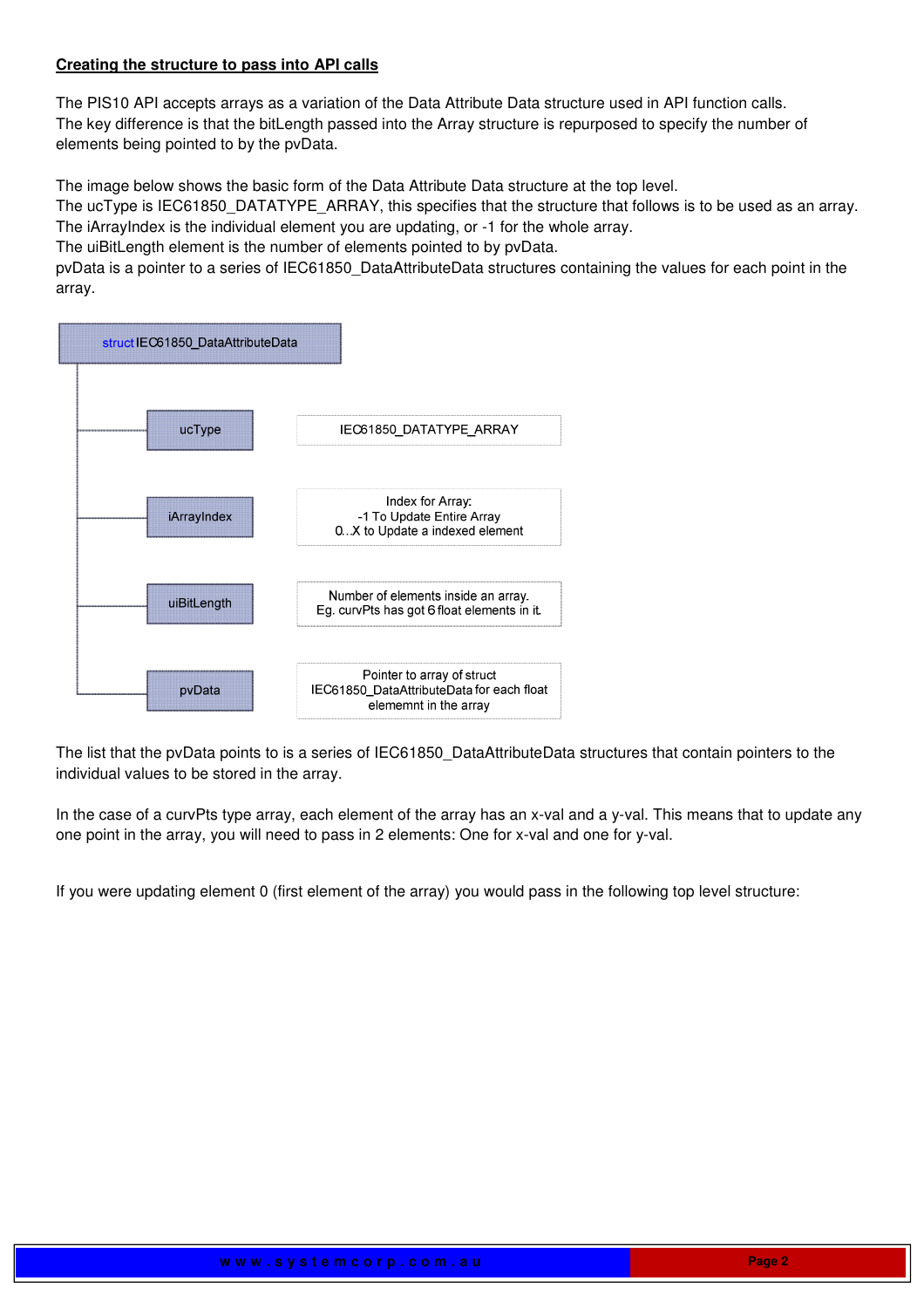**Creating the structure to pass into API calls**

The PIS10 API accepts arrays as a variation of the Data Attribute Data structure used in API function calls.
The key difference is that the bitLength passed into the Array structure is repurposed to specify the number of elements being pointed to by the pvData.

The image below shows the basic form of the Data Attribute Data structure at the top level.
The ucType is IEC61850_DATATYPE_ARRAY, this specifies that the structure that follows is to be used as an array.
The iArrayIndex is the individual element you are updating, or -1 for the whole array.
The uiBitLength element is the number of elements pointed to by pvData.
pvData is a pointer to a series of IEC61850_DataAttributeData structures containing the values for each point in the array.

struct IEC61850_DataAttributeData

| Member | Description |
|---|---|
| ucType | IEC61850_DATATYPE_ARRAY |
| iArrayIndex | Index for Array: -1 To Update Entire Array 0…X to Update a indexed element |
| uiBitLength | Number of elements inside an array. Eg. curvPts has got 6 float elements in it. |
| pvData | Pointer to array of struct IEC61850_DataAttributeData for each float elememnt in the array |

The list that the pvData points to is a series of IEC61850_DataAttributeData structures that contain pointers to the individual values to be stored in the array.

In the case of a curvPts type array, each element of the array has an x-val and a y-val. This means that to update any one point in the array, you will need to pass in 2 elements: One for x-val and one for y-val.

If you were updating element 0 (first element of the array) you would pass in the following top level structure: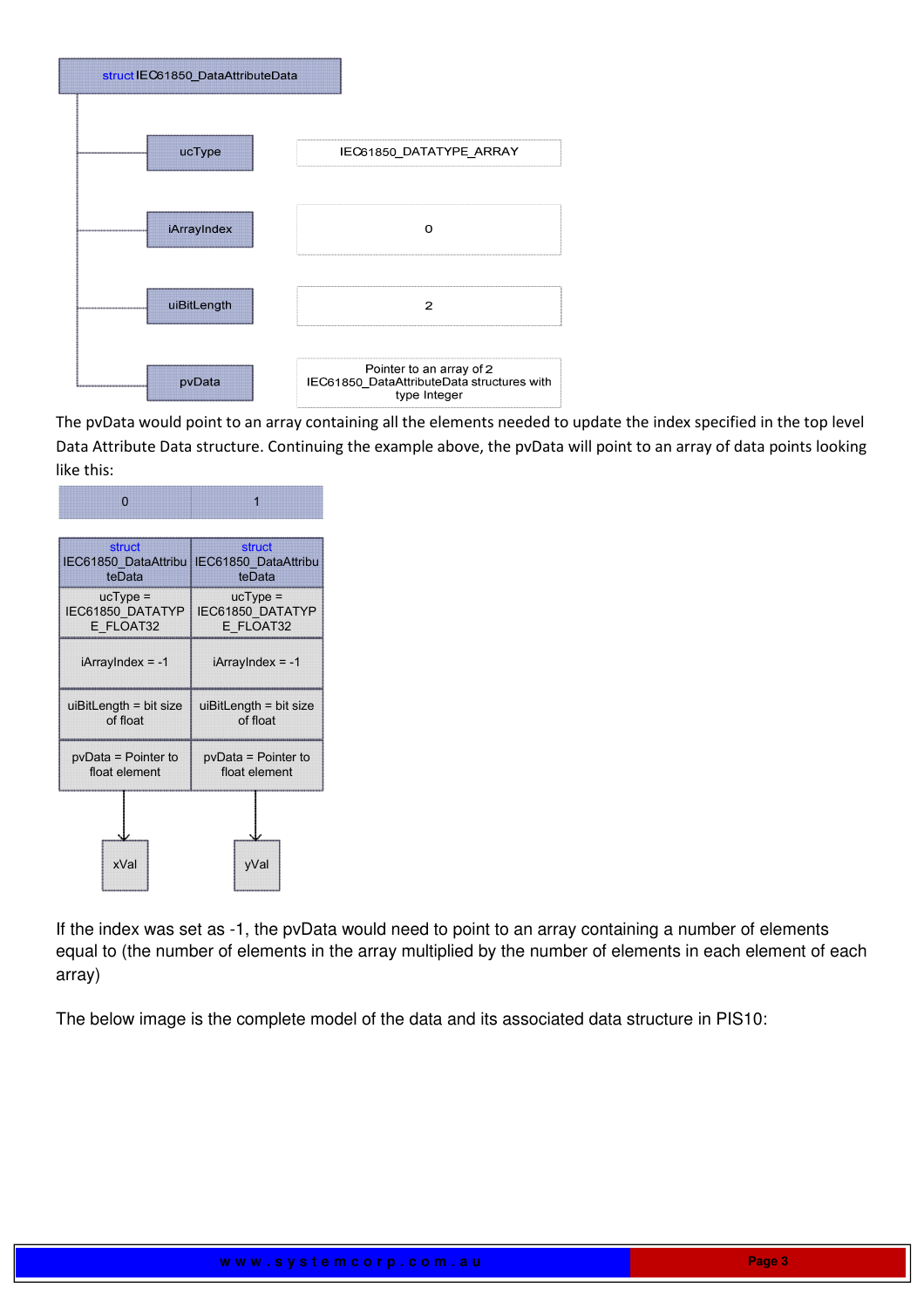| struct IEC61850_DataAttributeData | |
|---|---|
| ucType | IEC61850_DATATYPE_ARRAY |
| iArrayIndex | 0 |
| uiBitLength | 2 |
| pvData | Pointer to an array of 2 IEC61850_DataAttributeData structures with type Integer |

The pvData would point to an array containing all the elements needed to update the index specified in the top level Data Attribute Data structure. Continuing the example above, the pvData will point to an array of data points looking like this:

| 0 | 1 |
|---|---|
| struct IEC61850_DataAttributeData | struct IEC61850_DataAttributeData |
| ucType = IEC61850_DATATYPE_FLOAT32 | ucType = IEC61850_DATATYPE_FLOAT32 |
| iArrayIndex = -1 | iArrayIndex = -1 |
| uiBitLength = bit size of float | uiBitLength = bit size of float |
| pvData = Pointer to float element | pvData = Pointer to float element |
| xVal | yVal |

If the index was set as -1, the pvData would need to point to an array containing a number of elements equal to (the number of elements in the array multiplied by the number of elements in each element of each array)

The below image is the complete model of the data and its associated data structure in PIS10: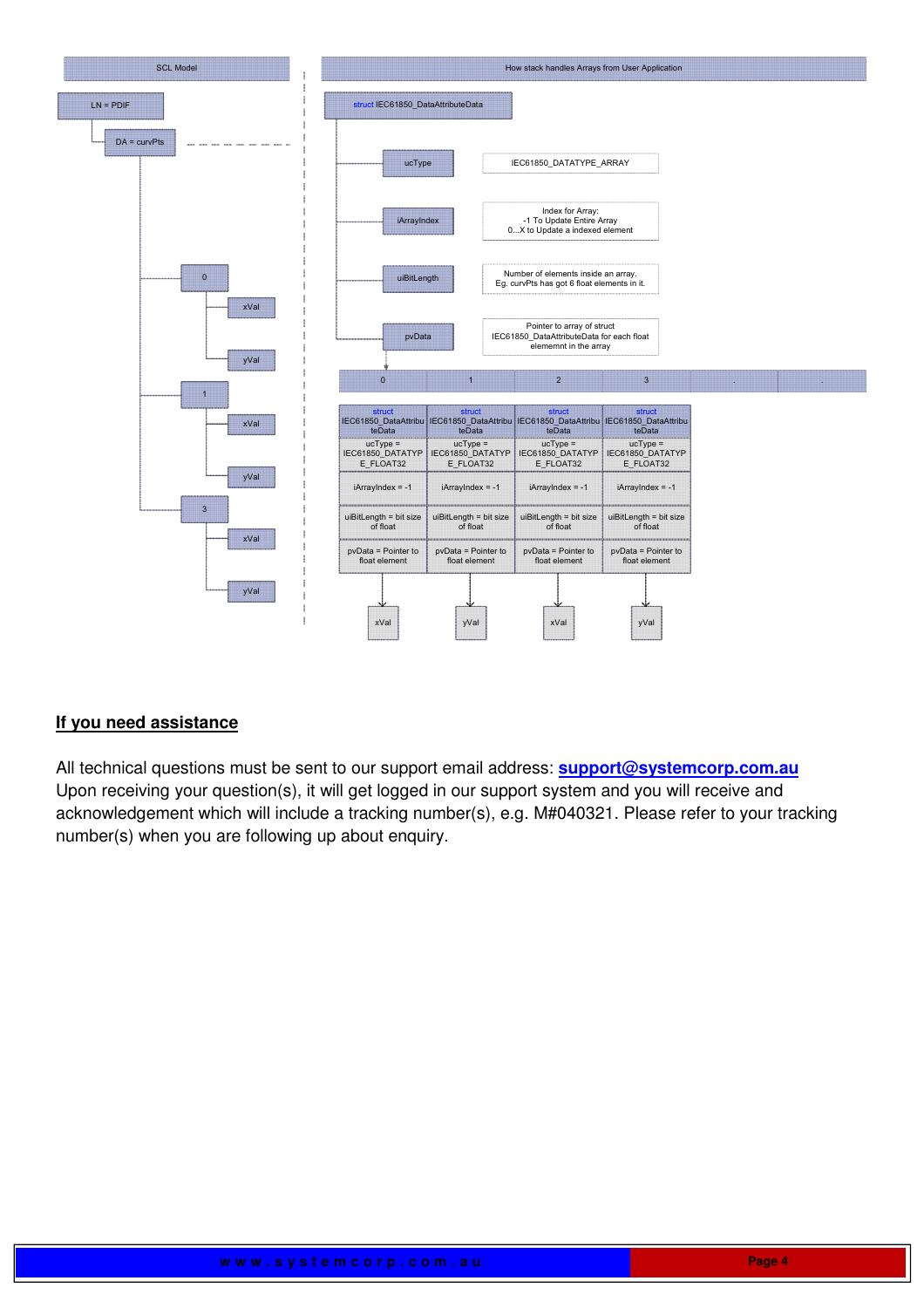SCL Model

LN = PDIF

DA = curvPts

0

xVal

yVal

1

xVal

yVal

3

xVal

yVal

How stack handles Arrays from User Application

struct IEC61850_DataAttributeData

ucType

IEC61850_DATATYPE_ARRAY

iArrayIndex

Index for Array:
-1 To Update Entire Array
0...X to Update a indexed element

uiBitLength

Number of elements inside an array.
Eg. curvPts has got 6 float elements in it.

pvData

Pointer to array of struct
IEC61850_DataAttributeData for each float
elememnt in the array

| 0 | 1 | 2 | 3 | . | . |
|---|---|---|---|---|---|

| | | | |
|---|---|---|---|
| struct IEC61850_DataAttributeData | struct IEC61850_DataAttributeData | struct IEC61850_DataAttributeData | struct IEC61850_DataAttributeData |
| ucType = IEC61850_DATATYPE_FLOAT32 | ucType = IEC61850_DATATYPE_FLOAT32 | ucType = IEC61850_DATATYPE_FLOAT32 | ucType = IEC61850_DATATYPE_FLOAT32 |
| iArrayIndex = -1 | iArrayIndex = -1 | iArrayIndex = -1 | iArrayIndex = -1 |
| uiBitLength = bit size of float | uiBitLength = bit size of float | uiBitLength = bit size of float | uiBitLength = bit size of float |
| pvData = Pointer to float element | pvData = Pointer to float element | pvData = Pointer to float element | pvData = Pointer to float element |

xVal yVal xVal yVal

## If you need assistance

All technical questions must be sent to our support email address: **support@systemcorp.com.au**
Upon receiving your question(s), it will get logged in our support system and you will receive and acknowledgement which will include a tracking number(s), e.g. M#040321. Please refer to your tracking number(s) when you are following up about enquiry.